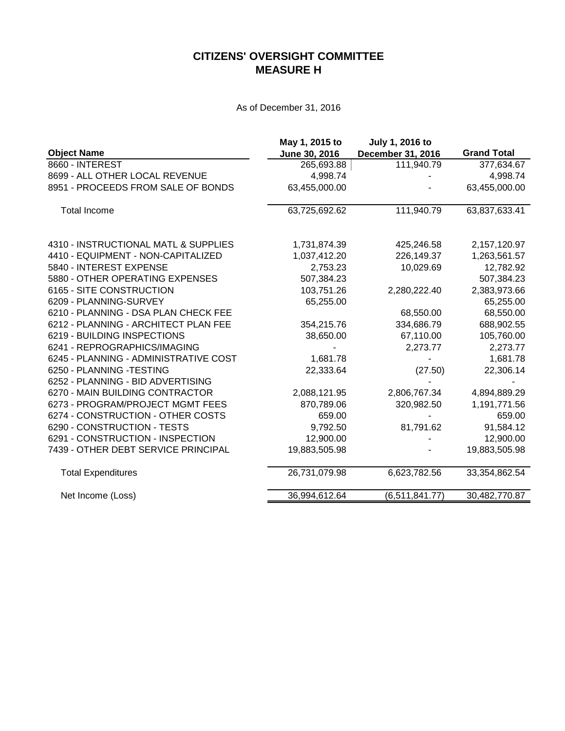# CITIZENS' OVERSIGHT COMMITTEE
# MEASURE H

As of December 31, 2016

| Object Name | May 1, 2015 to June 30, 2016 | July 1, 2016 to December 31, 2016 | Grand Total |
|---|---|---|---|
| 8660 - INTEREST | 265,693.88 | 111,940.79 | 377,634.67 |
| 8699 - ALL OTHER LOCAL REVENUE | 4,998.74 | - | 4,998.74 |
| 8951 - PROCEEDS FROM SALE OF BONDS | 63,455,000.00 | - | 63,455,000.00 |
| Total Income | 63,725,692.62 | 111,940.79 | 63,837,633.41 |
| | | | |
| 4310 - INSTRUCTIONAL MATL & SUPPLIES | 1,731,874.39 | 425,246.58 | 2,157,120.97 |
| 4410 - EQUIPMENT - NON-CAPITALIZED | 1,037,412.20 | 226,149.37 | 1,263,561.57 |
| 5840 - INTEREST EXPENSE | 2,753.23 | 10,029.69 | 12,782.92 |
| 5880 - OTHER OPERATING EXPENSES | 507,384.23 | | 507,384.23 |
| 6165 - SITE CONSTRUCTION | 103,751.26 | 2,280,222.40 | 2,383,973.66 |
| 6209 - PLANNING-SURVEY | 65,255.00 | | 65,255.00 |
| 6210 - PLANNING - DSA PLAN CHECK FEE | | 68,550.00 | 68,550.00 |
| 6212 - PLANNING - ARCHITECT PLAN FEE | 354,215.76 | 334,686.79 | 688,902.55 |
| 6219 - BUILDING INSPECTIONS | 38,650.00 | 67,110.00 | 105,760.00 |
| 6241 - REPROGRAPHICS/IMAGING | - | 2,273.77 | 2,273.77 |
| 6245 - PLANNING - ADMINISTRATIVE COST | 1,681.78 | - | 1,681.78 |
| 6250 - PLANNING -TESTING | 22,333.64 | (27.50) | 22,306.14 |
| 6252 - PLANNING - BID ADVERTISING | | - | - |
| 6270 - MAIN BUILDING CONTRACTOR | 2,088,121.95 | 2,806,767.34 | 4,894,889.29 |
| 6273 - PROGRAM/PROJECT MGMT FEES | 870,789.06 | 320,982.50 | 1,191,771.56 |
| 6274 - CONSTRUCTION - OTHER COSTS | 659.00 | - | 659.00 |
| 6290 - CONSTRUCTION - TESTS | 9,792.50 | 81,791.62 | 91,584.12 |
| 6291 - CONSTRUCTION - INSPECTION | 12,900.00 | - | 12,900.00 |
| 7439 - OTHER DEBT SERVICE PRINCIPAL | 19,883,505.98 | - | 19,883,505.98 |
| Total Expenditures | 26,731,079.98 | 6,623,782.56 | 33,354,862.54 |
| Net Income (Loss) | 36,994,612.64 | (6,511,841.77) | 30,482,770.87 |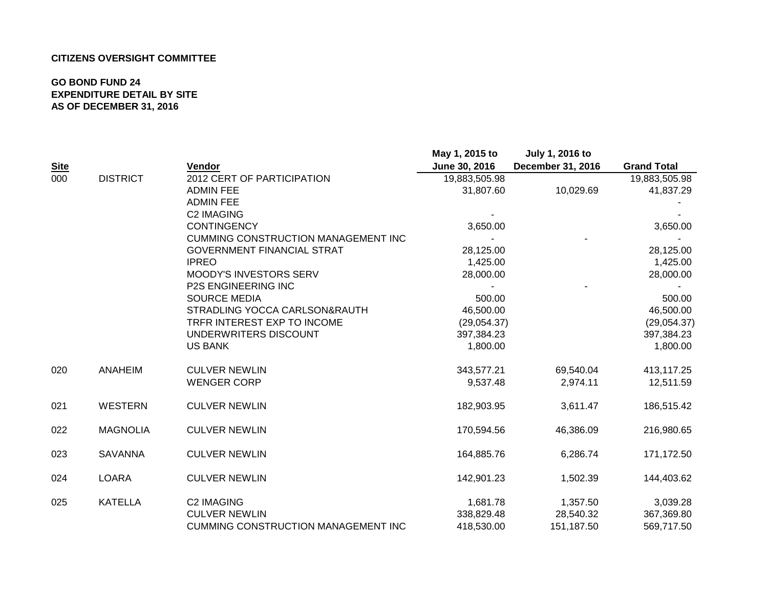**CITIZENS OVERSIGHT COMMITTEE**

**GO BOND FUND 24**
**EXPENDITURE DETAIL BY SITE**
**AS OF DECEMBER 31, 2016**

| Site | | Vendor | May 1, 2015 to June 30, 2016 | July 1, 2016 to December 31, 2016 | Grand Total |
|---|---|---|---|---|---|
| 000 | DISTRICT | 2012 CERT OF PARTICIPATION | 19,883,505.98 | | 19,883,505.98 |
| | | ADMIN FEE | 31,807.60 | 10,029.69 | 41,837.29 |
| | | ADMIN FEE | | | - |
| | | C2 IMAGING | - | | - |
| | | CONTINGENCY | 3,650.00 | | 3,650.00 |
| | | CUMMING CONSTRUCTION MANAGEMENT INC | - | - | - |
| | | GOVERNMENT FINANCIAL STRAT | 28,125.00 | | 28,125.00 |
| | | IPREO | 1,425.00 | | 1,425.00 |
| | | MOODY'S INVESTORS SERV | 28,000.00 | | 28,000.00 |
| | | P2S ENGINEERING INC | - | - | - |
| | | SOURCE MEDIA | 500.00 | | 500.00 |
| | | STRADLING YOCCA CARLSON&RAUTH | 46,500.00 | | 46,500.00 |
| | | TRFR INTEREST EXP TO INCOME | (29,054.37) | | (29,054.37) |
| | | UNDERWRITERS DISCOUNT | 397,384.23 | | 397,384.23 |
| | | US BANK | 1,800.00 | | 1,800.00 |
| 020 | ANAHEIM | CULVER NEWLIN | 343,577.21 | 69,540.04 | 413,117.25 |
| | | WENGER CORP | 9,537.48 | 2,974.11 | 12,511.59 |
| 021 | WESTERN | CULVER NEWLIN | 182,903.95 | 3,611.47 | 186,515.42 |
| 022 | MAGNOLIA | CULVER NEWLIN | 170,594.56 | 46,386.09 | 216,980.65 |
| 023 | SAVANNA | CULVER NEWLIN | 164,885.76 | 6,286.74 | 171,172.50 |
| 024 | LOARA | CULVER NEWLIN | 142,901.23 | 1,502.39 | 144,403.62 |
| 025 | KATELLA | C2 IMAGING | 1,681.78 | 1,357.50 | 3,039.28 |
| | | CULVER NEWLIN | 338,829.48 | 28,540.32 | 367,369.80 |
| | | CUMMING CONSTRUCTION MANAGEMENT INC | 418,530.00 | 151,187.50 | 569,717.50 |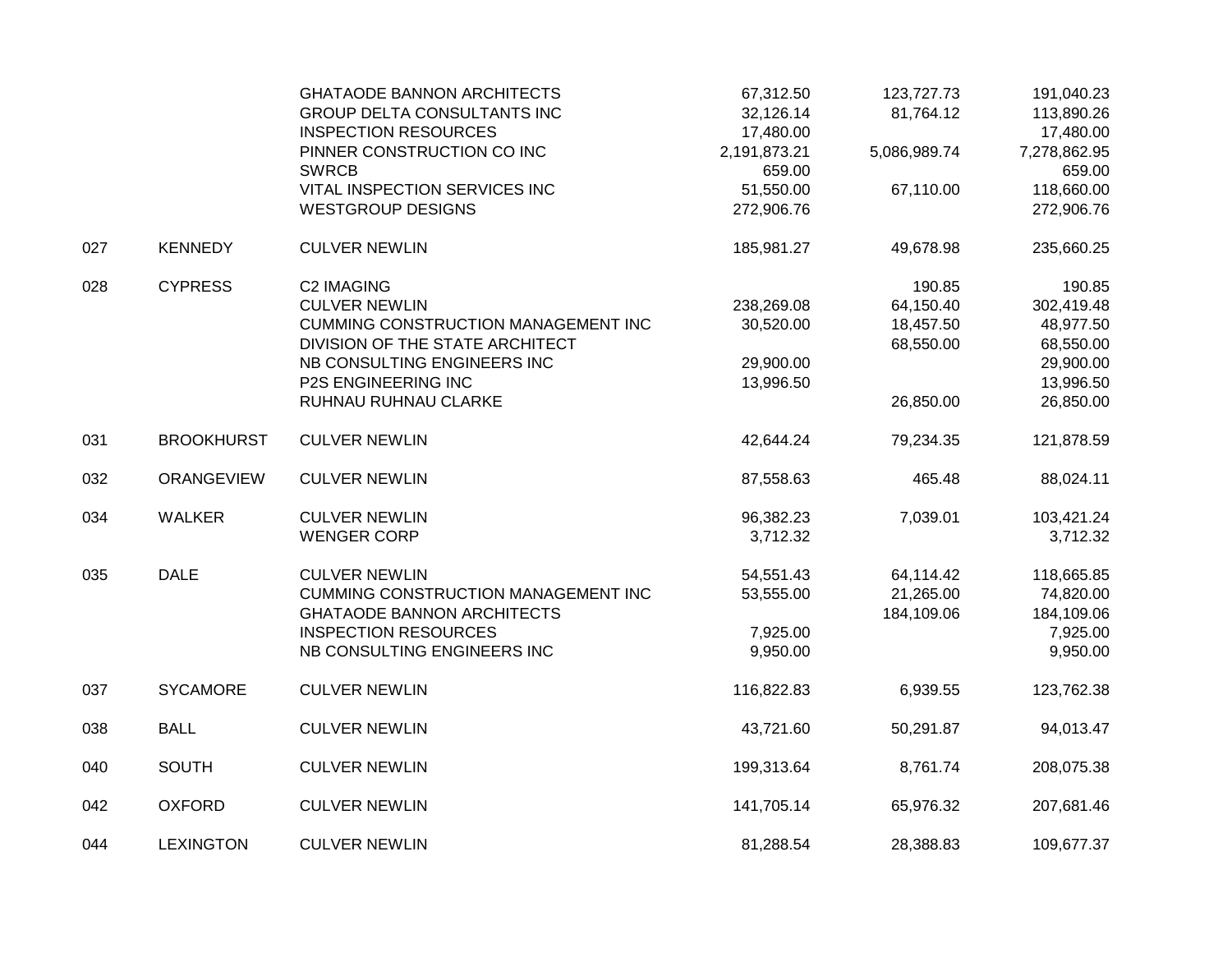| | | | | | |
|---|---|---|---|---|---|
| | | GHATAODE BANNON ARCHITECTS | 67,312.50 | 123,727.73 | 191,040.23 |
| | | GROUP DELTA CONSULTANTS INC | 32,126.14 | 81,764.12 | 113,890.26 |
| | | INSPECTION RESOURCES | 17,480.00 | | 17,480.00 |
| | | PINNER CONSTRUCTION CO INC | 2,191,873.21 | 5,086,989.74 | 7,278,862.95 |
| | | SWRCB | 659.00 | | 659.00 |
| | | VITAL INSPECTION SERVICES INC | 51,550.00 | 67,110.00 | 118,660.00 |
| | | WESTGROUP DESIGNS | 272,906.76 | | 272,906.76 |
| 027 | KENNEDY | CULVER NEWLIN | 185,981.27 | 49,678.98 | 235,660.25 |
| 028 | CYPRESS | C2 IMAGING | | 190.85 | 190.85 |
| | | CULVER NEWLIN | 238,269.08 | 64,150.40 | 302,419.48 |
| | | CUMMING CONSTRUCTION MANAGEMENT INC | 30,520.00 | 18,457.50 | 48,977.50 |
| | | DIVISION OF THE STATE ARCHITECT | | 68,550.00 | 68,550.00 |
| | | NB CONSULTING ENGINEERS INC | 29,900.00 | | 29,900.00 |
| | | P2S ENGINEERING INC | 13,996.50 | | 13,996.50 |
| | | RUHNAU RUHNAU CLARKE | | 26,850.00 | 26,850.00 |
| 031 | BROOKHURST | CULVER NEWLIN | 42,644.24 | 79,234.35 | 121,878.59 |
| 032 | ORANGEVIEW | CULVER NEWLIN | 87,558.63 | 465.48 | 88,024.11 |
| 034 | WALKER | CULVER NEWLIN | 96,382.23 | 7,039.01 | 103,421.24 |
| | | WENGER CORP | 3,712.32 | | 3,712.32 |
| 035 | DALE | CULVER NEWLIN | 54,551.43 | 64,114.42 | 118,665.85 |
| | | CUMMING CONSTRUCTION MANAGEMENT INC | 53,555.00 | 21,265.00 | 74,820.00 |
| | | GHATAODE BANNON ARCHITECTS | | 184,109.06 | 184,109.06 |
| | | INSPECTION RESOURCES | 7,925.00 | | 7,925.00 |
| | | NB CONSULTING ENGINEERS INC | 9,950.00 | | 9,950.00 |
| 037 | SYCAMORE | CULVER NEWLIN | 116,822.83 | 6,939.55 | 123,762.38 |
| 038 | BALL | CULVER NEWLIN | 43,721.60 | 50,291.87 | 94,013.47 |
| 040 | SOUTH | CULVER NEWLIN | 199,313.64 | 8,761.74 | 208,075.38 |
| 042 | OXFORD | CULVER NEWLIN | 141,705.14 | 65,976.32 | 207,681.46 |
| 044 | LEXINGTON | CULVER NEWLIN | 81,288.54 | 28,388.83 | 109,677.37 |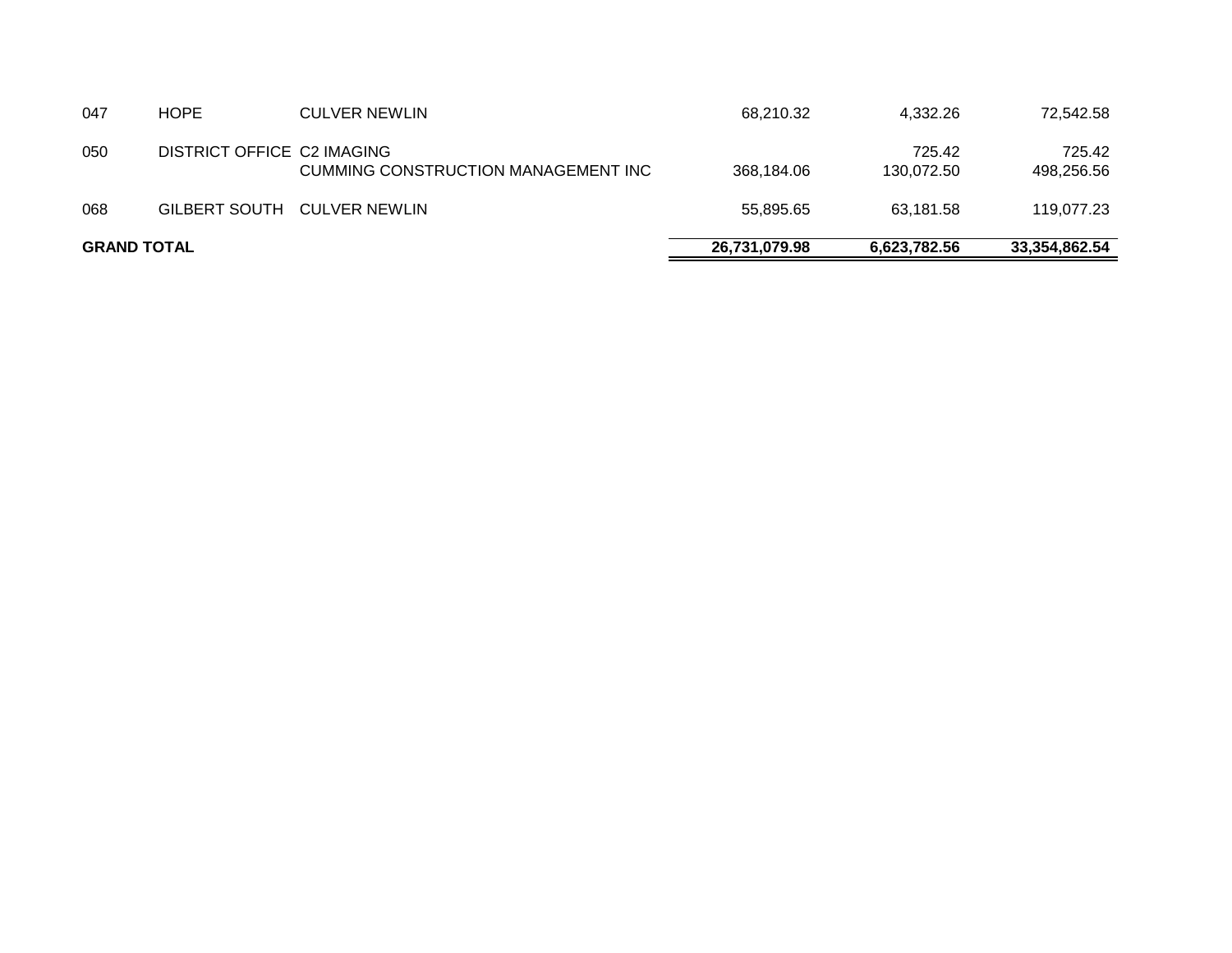| | | | | | |
|---|---|---|---|---|---|
| 047 | HOPE | CULVER NEWLIN | 68,210.32 | 4,332.26 | 72,542.58 |
| 050 | DISTRICT OFFICE | C2 IMAGING | | 725.42 | 725.42 |
| | | CUMMING CONSTRUCTION MANAGEMENT INC | 368,184.06 | 130,072.50 | 498,256.56 |
| 068 | GILBERT SOUTH | CULVER NEWLIN | 55,895.65 | 63,181.58 | 119,077.23 |
| **GRAND TOTAL** | | | **26,731,079.98** | **6,623,782.56** | **33,354,862.54** |